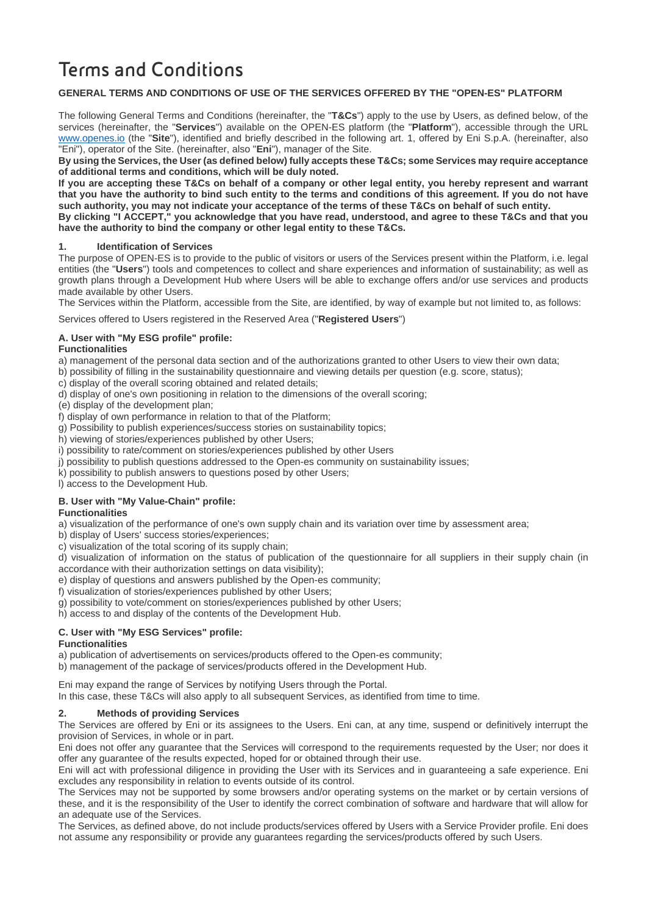# Terms and Conditions

**GENERAL TERMS AND CONDITIONS OF USE OF THE SERVICES OFFERED BY THE "OPEN-ES" PLATFORM**

The following General Terms and Conditions (hereinafter, the "**T&Cs**") apply to the use by Users, as defined below, of the services (hereinafter, the "**Services**") available on the OPEN-ES platform (the "**Platform**"), accessible through the URL www.openes.io (the "**Site**"), identified and briefly described in the following art. 1, offered by Eni S.p.A. (hereinafter, also "Eni"), operator of the Site. (hereinafter, also "**Eni**"), manager of the Site.

**By using the Services, the User (as defined below) fully accepts these T&Cs; some Services may require acceptance of additional terms and conditions, which will be duly noted.**

**If you are accepting these T&Cs on behalf of a company or other legal entity, you hereby represent and warrant that you have the authority to bind such entity to the terms and conditions of this agreement. If you do not have such authority, you may not indicate your acceptance of the terms of these T&Cs on behalf of such entity.**

**By clicking "I ACCEPT," you acknowledge that you have read, understood, and agree to these T&Cs and that you have the authority to bind the company or other legal entity to these T&Cs.**

## 1. Identification of Services

The purpose of OPEN-ES is to provide to the public of visitors or users of the Services present within the Platform, i.e. legal entities (the "**Users**") tools and competences to collect and share experiences and information of sustainability; as well as growth plans through a Development Hub where Users will be able to exchange offers and/or use services and products made available by other Users.

The Services within the Platform, accessible from the Site, are identified, by way of example but not limited to, as follows:

Services offered to Users registered in the Reserved Area ("**Registered Users**")

**A. User with "My ESG profile" profile:**
**Functionalities**

a) management of the personal data section and of the authorizations granted to other Users to view their own data;
b) possibility of filling in the sustainability questionnaire and viewing details per question (e.g. score, status);
c) display of the overall scoring obtained and related details;
d) display of one's own positioning in relation to the dimensions of the overall scoring;
(e) display of the development plan;
f) display of own performance in relation to that of the Platform;
g) Possibility to publish experiences/success stories on sustainability topics;
h) viewing of stories/experiences published by other Users;
i) possibility to rate/comment on stories/experiences published by other Users
j) possibility to publish questions addressed to the Open-es community on sustainability issues;
k) possibility to publish answers to questions posed by other Users;
l) access to the Development Hub.

**B. User with "My Value-Chain" profile:**
**Functionalities**

a) visualization of the performance of one's own supply chain and its variation over time by assessment area;
b) display of Users' success stories/experiences;
c) visualization of the total scoring of its supply chain;
d) visualization of information on the status of publication of the questionnaire for all suppliers in their supply chain (in accordance with their authorization settings on data visibility);
e) display of questions and answers published by the Open-es community;
f) visualization of stories/experiences published by other Users;
g) possibility to vote/comment on stories/experiences published by other Users;
h) access to and display of the contents of the Development Hub.

**C. User with "My ESG Services" profile:**
**Functionalities**

a) publication of advertisements on services/products offered to the Open-es community;
b) management of the package of services/products offered in the Development Hub.

Eni may expand the range of Services by notifying Users through the Portal.
In this case, these T&Cs will also apply to all subsequent Services, as identified from time to time.

## 2. Methods of providing Services

The Services are offered by Eni or its assignees to the Users. Eni can, at any time, suspend or definitively interrupt the provision of Services, in whole or in part.

Eni does not offer any guarantee that the Services will correspond to the requirements requested by the User; nor does it offer any guarantee of the results expected, hoped for or obtained through their use.

Eni will act with professional diligence in providing the User with its Services and in guaranteeing a safe experience. Eni excludes any responsibility in relation to events outside of its control.

The Services may not be supported by some browsers and/or operating systems on the market or by certain versions of these, and it is the responsibility of the User to identify the correct combination of software and hardware that will allow for an adequate use of the Services.

The Services, as defined above, do not include products/services offered by Users with a Service Provider profile. Eni does not assume any responsibility or provide any guarantees regarding the services/products offered by such Users.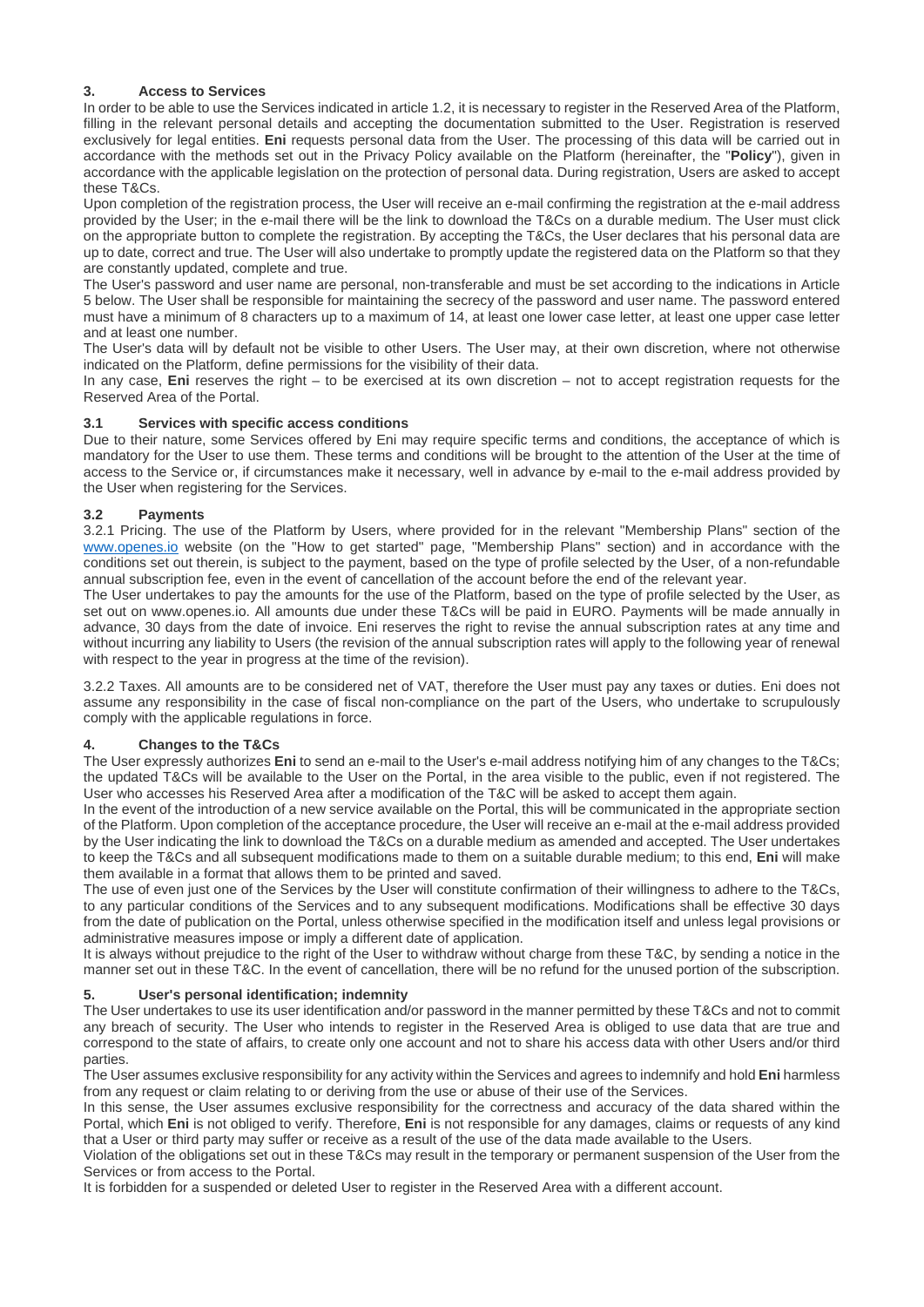## 3. Access to Services

In order to be able to use the Services indicated in article 1.2, it is necessary to register in the Reserved Area of the Platform, filling in the relevant personal details and accepting the documentation submitted to the User. Registration is reserved exclusively for legal entities. **Eni** requests personal data from the User. The processing of this data will be carried out in accordance with the methods set out in the Privacy Policy available on the Platform (hereinafter, the "**Policy**"), given in accordance with the applicable legislation on the protection of personal data. During registration, Users are asked to accept these T&Cs.

Upon completion of the registration process, the User will receive an e-mail confirming the registration at the e-mail address provided by the User; in the e-mail there will be the link to download the T&Cs on a durable medium. The User must click on the appropriate button to complete the registration. By accepting the T&Cs, the User declares that his personal data are up to date, correct and true. The User will also undertake to promptly update the registered data on the Platform so that they are constantly updated, complete and true.

The User's password and user name are personal, non-transferable and must be set according to the indications in Article 5 below. The User shall be responsible for maintaining the secrecy of the password and user name. The password entered must have a minimum of 8 characters up to a maximum of 14, at least one lower case letter, at least one upper case letter and at least one number.

The User's data will by default not be visible to other Users. The User may, at their own discretion, where not otherwise indicated on the Platform, define permissions for the visibility of their data.

In any case, **Eni** reserves the right – to be exercised at its own discretion – not to accept registration requests for the Reserved Area of the Portal.

### 3.1 Services with specific access conditions

Due to their nature, some Services offered by Eni may require specific terms and conditions, the acceptance of which is mandatory for the User to use them. These terms and conditions will be brought to the attention of the User at the time of access to the Service or, if circumstances make it necessary, well in advance by e-mail to the e-mail address provided by the User when registering for the Services.

### 3.2 Payments

3.2.1 Pricing. The use of the Platform by Users, where provided for in the relevant "Membership Plans" section of the [www.openes.io](http://www.openes.io) website (on the "How to get started" page, "Membership Plans" section) and in accordance with the conditions set out therein, is subject to the payment, based on the type of profile selected by the User, of a non-refundable annual subscription fee, even in the event of cancellation of the account before the end of the relevant year.

The User undertakes to pay the amounts for the use of the Platform, based on the type of profile selected by the User, as set out on www.openes.io. All amounts due under these T&Cs will be paid in EURO. Payments will be made annually in advance, 30 days from the date of invoice. Eni reserves the right to revise the annual subscription rates at any time and without incurring any liability to Users (the revision of the annual subscription rates will apply to the following year of renewal with respect to the year in progress at the time of the revision).

3.2.2 Taxes. All amounts are to be considered net of VAT, therefore the User must pay any taxes or duties. Eni does not assume any responsibility in the case of fiscal non-compliance on the part of the Users, who undertake to scrupulously comply with the applicable regulations in force.

## 4. Changes to the T&Cs

The User expressly authorizes **Eni** to send an e-mail to the User's e-mail address notifying him of any changes to the T&Cs; the updated T&Cs will be available to the User on the Portal, in the area visible to the public, even if not registered. The User who accesses his Reserved Area after a modification of the T&C will be asked to accept them again.

In the event of the introduction of a new service available on the Portal, this will be communicated in the appropriate section of the Platform. Upon completion of the acceptance procedure, the User will receive an e-mail at the e-mail address provided by the User indicating the link to download the T&Cs on a durable medium as amended and accepted. The User undertakes to keep the T&Cs and all subsequent modifications made to them on a suitable durable medium; to this end, **Eni** will make them available in a format that allows them to be printed and saved.

The use of even just one of the Services by the User will constitute confirmation of their willingness to adhere to the T&Cs, to any particular conditions of the Services and to any subsequent modifications. Modifications shall be effective 30 days from the date of publication on the Portal, unless otherwise specified in the modification itself and unless legal provisions or administrative measures impose or imply a different date of application.

It is always without prejudice to the right of the User to withdraw without charge from these T&C, by sending a notice in the manner set out in these T&C. In the event of cancellation, there will be no refund for the unused portion of the subscription.

## 5. User's personal identification; indemnity

The User undertakes to use its user identification and/or password in the manner permitted by these T&Cs and not to commit any breach of security. The User who intends to register in the Reserved Area is obliged to use data that are true and correspond to the state of affairs, to create only one account and not to share his access data with other Users and/or third parties.

The User assumes exclusive responsibility for any activity within the Services and agrees to indemnify and hold **Eni** harmless from any request or claim relating to or deriving from the use or abuse of their use of the Services.

In this sense, the User assumes exclusive responsibility for the correctness and accuracy of the data shared within the Portal, which **Eni** is not obliged to verify. Therefore, **Eni** is not responsible for any damages, claims or requests of any kind that a User or third party may suffer or receive as a result of the use of the data made available to the Users.

Violation of the obligations set out in these T&Cs may result in the temporary or permanent suspension of the User from the Services or from access to the Portal.

It is forbidden for a suspended or deleted User to register in the Reserved Area with a different account.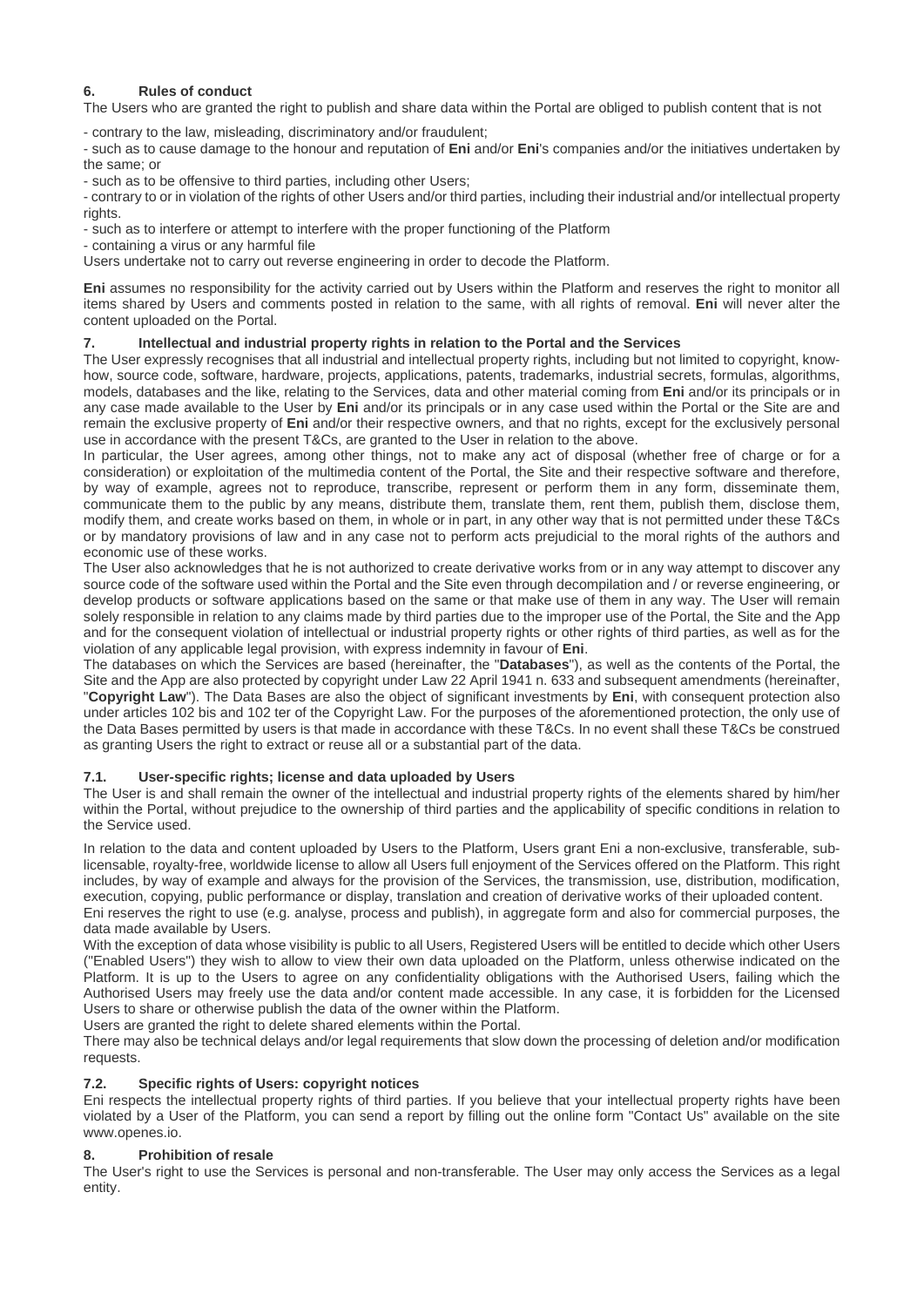## 6. Rules of conduct

The Users who are granted the right to publish and share data within the Portal are obliged to publish content that is not

- contrary to the law, misleading, discriminatory and/or fraudulent;
- such as to cause damage to the honour and reputation of **Eni** and/or **Eni**'s companies and/or the initiatives undertaken by the same; or
- such as to be offensive to third parties, including other Users;
- contrary to or in violation of the rights of other Users and/or third parties, including their industrial and/or intellectual property rights.
- such as to interfere or attempt to interfere with the proper functioning of the Platform
- containing a virus or any harmful file

Users undertake not to carry out reverse engineering in order to decode the Platform.

**Eni** assumes no responsibility for the activity carried out by Users within the Platform and reserves the right to monitor all items shared by Users and comments posted in relation to the same, with all rights of removal. **Eni** will never alter the content uploaded on the Portal.

## 7. Intellectual and industrial property rights in relation to the Portal and the Services

The User expressly recognises that all industrial and intellectual property rights, including but not limited to copyright, know-how, source code, software, hardware, projects, applications, patents, trademarks, industrial secrets, formulas, algorithms, models, databases and the like, relating to the Services, data and other material coming from **Eni** and/or its principals or in any case made available to the User by **Eni** and/or its principals or in any case used within the Portal or the Site are and remain the exclusive property of **Eni** and/or their respective owners, and that no rights, except for the exclusively personal use in accordance with the present T&Cs, are granted to the User in relation to the above.

In particular, the User agrees, among other things, not to make any act of disposal (whether free of charge or for a consideration) or exploitation of the multimedia content of the Portal, the Site and their respective software and therefore, by way of example, agrees not to reproduce, transcribe, represent or perform them in any form, disseminate them, communicate them to the public by any means, distribute them, translate them, rent them, publish them, disclose them, modify them, and create works based on them, in whole or in part, in any other way that is not permitted under these T&Cs or by mandatory provisions of law and in any case not to perform acts prejudicial to the moral rights of the authors and economic use of these works.

The User also acknowledges that he is not authorized to create derivative works from or in any way attempt to discover any source code of the software used within the Portal and the Site even through decompilation and / or reverse engineering, or develop products or software applications based on the same or that make use of them in any way. The User will remain solely responsible in relation to any claims made by third parties due to the improper use of the Portal, the Site and the App and for the consequent violation of intellectual or industrial property rights or other rights of third parties, as well as for the violation of any applicable legal provision, with express indemnity in favour of **Eni**.

The databases on which the Services are based (hereinafter, the "**Databases**"), as well as the contents of the Portal, the Site and the App are also protected by copyright under Law 22 April 1941 n. 633 and subsequent amendments (hereinafter, "**Copyright Law**"). The Data Bases are also the object of significant investments by **Eni**, with consequent protection also under articles 102 bis and 102 ter of the Copyright Law. For the purposes of the aforementioned protection, the only use of the Data Bases permitted by users is that made in accordance with these T&Cs. In no event shall these T&Cs be construed as granting Users the right to extract or reuse all or a substantial part of the data.

### 7.1. User-specific rights; license and data uploaded by Users

The User is and shall remain the owner of the intellectual and industrial property rights of the elements shared by him/her within the Portal, without prejudice to the ownership of third parties and the applicability of specific conditions in relation to the Service used.

In relation to the data and content uploaded by Users to the Platform, Users grant Eni a non-exclusive, transferable, sub-licensable, royalty-free, worldwide license to allow all Users full enjoyment of the Services offered on the Platform. This right includes, by way of example and always for the provision of the Services, the transmission, use, distribution, modification, execution, copying, public performance or display, translation and creation of derivative works of their uploaded content.

Eni reserves the right to use (e.g. analyse, process and publish), in aggregate form and also for commercial purposes, the data made available by Users.

With the exception of data whose visibility is public to all Users, Registered Users will be entitled to decide which other Users ("Enabled Users") they wish to allow to view their own data uploaded on the Platform, unless otherwise indicated on the Platform. It is up to the Users to agree on any confidentiality obligations with the Authorised Users, failing which the Authorised Users may freely use the data and/or content made accessible. In any case, it is forbidden for the Licensed Users to share or otherwise publish the data of the owner within the Platform.

Users are granted the right to delete shared elements within the Portal.

There may also be technical delays and/or legal requirements that slow down the processing of deletion and/or modification requests.

### 7.2. Specific rights of Users: copyright notices

Eni respects the intellectual property rights of third parties. If you believe that your intellectual property rights have been violated by a User of the Platform, you can send a report by filling out the online form "Contact Us" available on the site www.openes.io.

## 8. Prohibition of resale

The User's right to use the Services is personal and non-transferable. The User may only access the Services as a legal entity.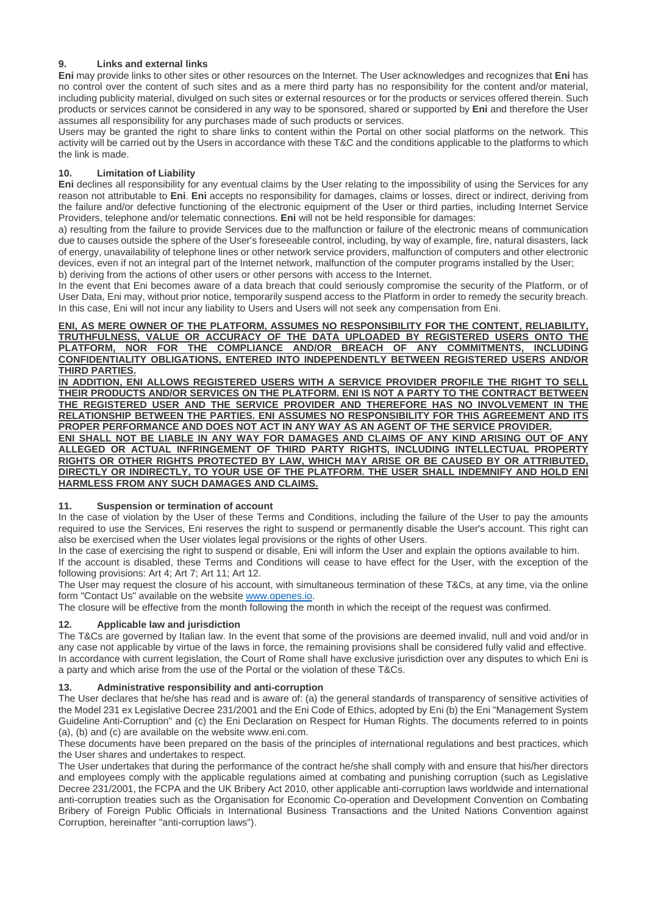## 9. Links and external links

**Eni** may provide links to other sites or other resources on the Internet. The User acknowledges and recognizes that **Eni** has no control over the content of such sites and as a mere third party has no responsibility for the content and/or material, including publicity material, divulged on such sites or external resources or for the products or services offered therein. Such products or services cannot be considered in any way to be sponsored, shared or supported by **Eni** and therefore the User assumes all responsibility for any purchases made of such products or services.

Users may be granted the right to share links to content within the Portal on other social platforms on the network. This activity will be carried out by the Users in accordance with these T&C and the conditions applicable to the platforms to which the link is made.

## 10. Limitation of Liability

**Eni** declines all responsibility for any eventual claims by the User relating to the impossibility of using the Services for any reason not attributable to **Eni**. **Eni** accepts no responsibility for damages, claims or losses, direct or indirect, deriving from the failure and/or defective functioning of the electronic equipment of the User or third parties, including Internet Service Providers, telephone and/or telematic connections. **Eni** will not be held responsible for damages:

a) resulting from the failure to provide Services due to the malfunction or failure of the electronic means of communication due to causes outside the sphere of the User's foreseeable control, including, by way of example, fire, natural disasters, lack of energy, unavailability of telephone lines or other network service providers, malfunction of computers and other electronic devices, even if not an integral part of the Internet network, malfunction of the computer programs installed by the User;

b) deriving from the actions of other users or other persons with access to the Internet.

In the event that Eni becomes aware of a data breach that could seriously compromise the security of the Platform, or of User Data, Eni may, without prior notice, temporarily suspend access to the Platform in order to remedy the security breach. In this case, Eni will not incur any liability to Users and Users will not seek any compensation from Eni.

**ENI, AS MERE OWNER OF THE PLATFORM, ASSUMES NO RESPONSIBILITY FOR THE CONTENT, RELIABILITY, TRUTHFULNESS, VALUE OR ACCURACY OF THE DATA UPLOADED BY REGISTERED USERS ONTO THE PLATFORM, NOR FOR THE COMPLIANCE AND/OR BREACH OF ANY COMMITMENTS, INCLUDING CONFIDENTIALITY OBLIGATIONS, ENTERED INTO INDEPENDENTLY BETWEEN REGISTERED USERS AND/OR THIRD PARTIES.**

**IN ADDITION, ENI ALLOWS REGISTERED USERS WITH A SERVICE PROVIDER PROFILE THE RIGHT TO SELL THEIR PRODUCTS AND/OR SERVICES ON THE PLATFORM. ENI IS NOT A PARTY TO THE CONTRACT BETWEEN THE REGISTERED USER AND THE SERVICE PROVIDER AND THEREFORE HAS NO INVOLVEMENT IN THE RELATIONSHIP BETWEEN THE PARTIES. ENI ASSUMES NO RESPONSIBILITY FOR THIS AGREEMENT AND ITS PROPER PERFORMANCE AND DOES NOT ACT IN ANY WAY AS AN AGENT OF THE SERVICE PROVIDER.**

**ENI SHALL NOT BE LIABLE IN ANY WAY FOR DAMAGES AND CLAIMS OF ANY KIND ARISING OUT OF ANY ALLEGED OR ACTUAL INFRINGEMENT OF THIRD PARTY RIGHTS, INCLUDING INTELLECTUAL PROPERTY RIGHTS OR OTHER RIGHTS PROTECTED BY LAW, WHICH MAY ARISE OR BE CAUSED BY OR ATTRIBUTED, DIRECTLY OR INDIRECTLY, TO YOUR USE OF THE PLATFORM. THE USER SHALL INDEMNIFY AND HOLD ENI HARMLESS FROM ANY SUCH DAMAGES AND CLAIMS.**

## 11. Suspension or termination of account

In the case of violation by the User of these Terms and Conditions, including the failure of the User to pay the amounts required to use the Services, Eni reserves the right to suspend or permanently disable the User's account. This right can also be exercised when the User violates legal provisions or the rights of other Users.

In the case of exercising the right to suspend or disable, Eni will inform the User and explain the options available to him.

If the account is disabled, these Terms and Conditions will cease to have effect for the User, with the exception of the following provisions: Art 4; Art 7; Art 11; Art 12.

The User may request the closure of his account, with simultaneous termination of these T&Cs, at any time, via the online form "Contact Us" available on the website [www.openes.io](www.openes.io).

The closure will be effective from the month following the month in which the receipt of the request was confirmed.

## 12. Applicable law and jurisdiction

The T&Cs are governed by Italian law. In the event that some of the provisions are deemed invalid, null and void and/or in any case not applicable by virtue of the laws in force, the remaining provisions shall be considered fully valid and effective.

In accordance with current legislation, the Court of Rome shall have exclusive jurisdiction over any disputes to which Eni is a party and which arise from the use of the Portal or the violation of these T&Cs.

## 13. Administrative responsibility and anti-corruption

The User declares that he/she has read and is aware of: (a) the general standards of transparency of sensitive activities of the Model 231 ex Legislative Decree 231/2001 and the Eni Code of Ethics, adopted by Eni (b) the Eni "Management System Guideline Anti-Corruption" and (c) the Eni Declaration on Respect for Human Rights. The documents referred to in points (a), (b) and (c) are available on the website www.eni.com.

These documents have been prepared on the basis of the principles of international regulations and best practices, which the User shares and undertakes to respect.

The User undertakes that during the performance of the contract he/she shall comply with and ensure that his/her directors and employees comply with the applicable regulations aimed at combating and punishing corruption (such as Legislative Decree 231/2001, the FCPA and the UK Bribery Act 2010, other applicable anti-corruption laws worldwide and international anti-corruption treaties such as the Organisation for Economic Co-operation and Development Convention on Combating Bribery of Foreign Public Officials in International Business Transactions and the United Nations Convention against Corruption, hereinafter "anti-corruption laws").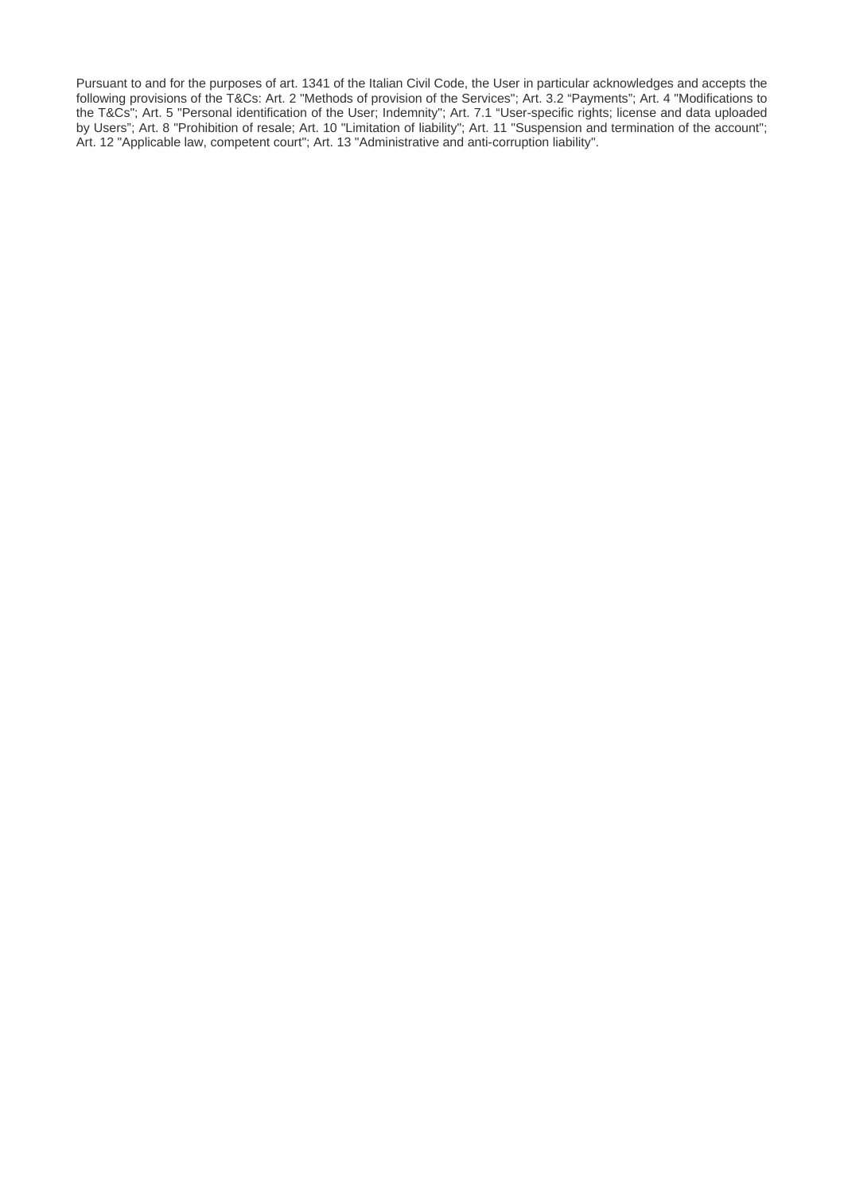Pursuant to and for the purposes of art. 1341 of the Italian Civil Code, the User in particular acknowledges and accepts the following provisions of the T&Cs: Art. 2 "Methods of provision of the Services"; Art. 3.2 "Payments"; Art. 4 "Modifications to the T&Cs"; Art. 5 "Personal identification of the User; Indemnity"; Art. 7.1 "User-specific rights; license and data uploaded by Users"; Art. 8 "Prohibition of resale; Art. 10 "Limitation of liability"; Art. 11 "Suspension and termination of the account"; Art. 12 "Applicable law, competent court"; Art. 13 "Administrative and anti-corruption liability".